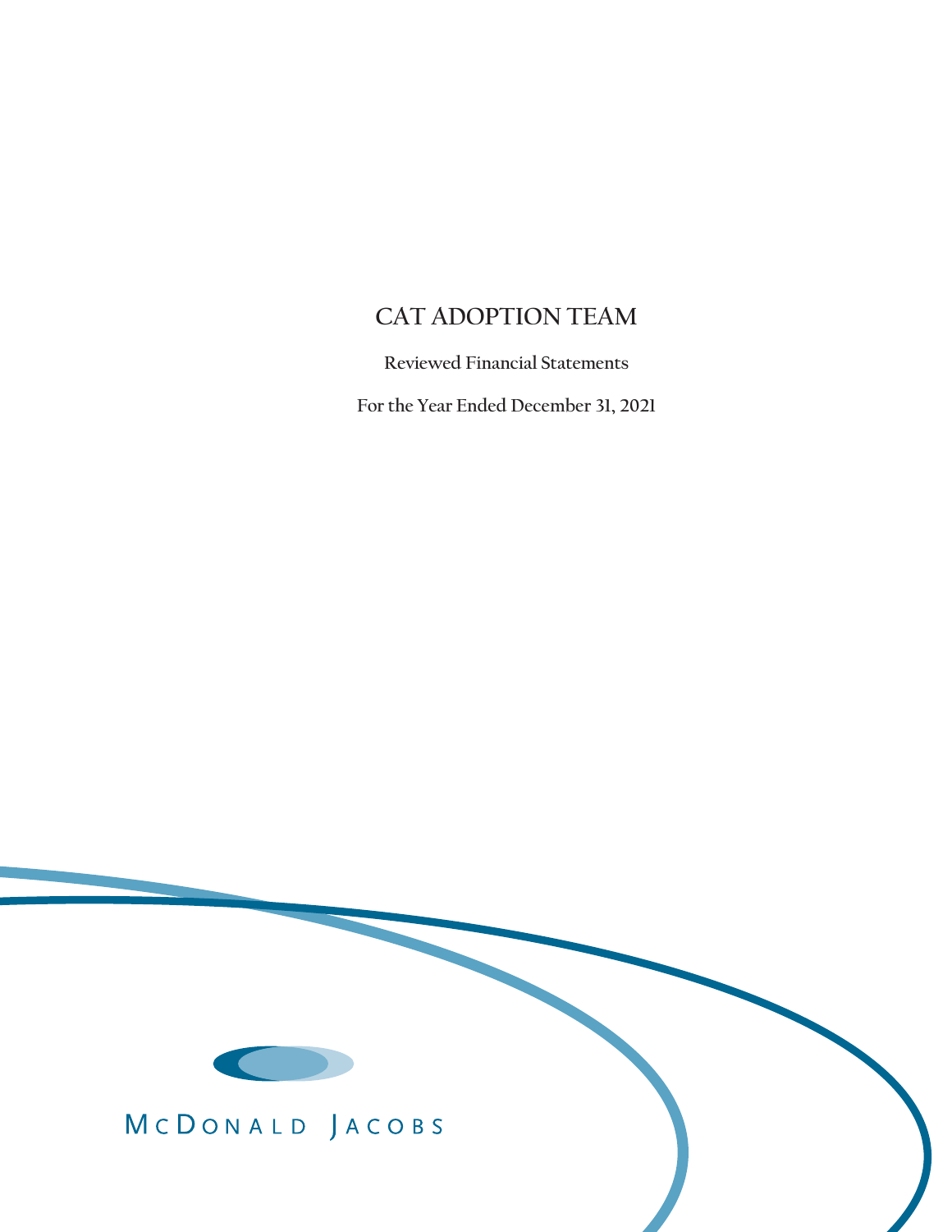# CAT ADOPTION TEAM

Reviewed Financial Statements

For the Year Ended December 31, 2021

McDONALD JACOBS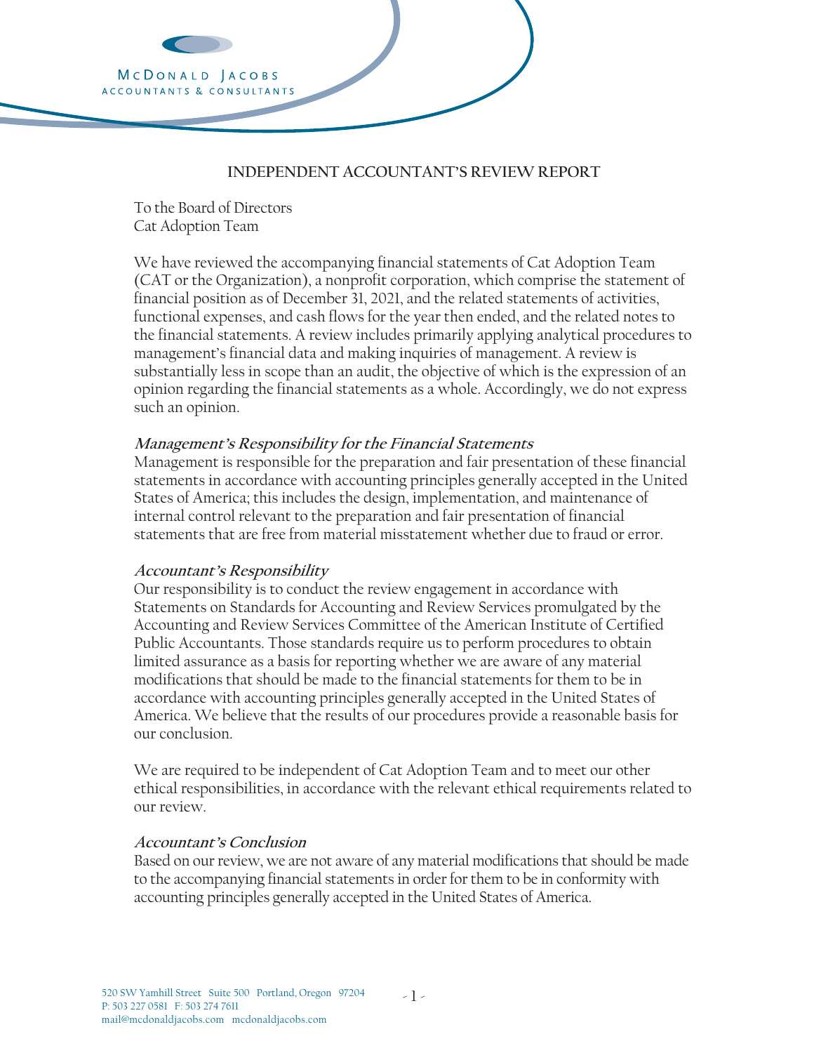McDONALD JACOBS
ACCOUNTANTS & CONSULTANTS

## INDEPENDENT ACCOUNTANT'S REVIEW REPORT

To the Board of Directors
Cat Adoption Team

We have reviewed the accompanying financial statements of Cat Adoption Team (CAT or the Organization), a nonprofit corporation, which comprise the statement of financial position as of December 31, 2021, and the related statements of activities, functional expenses, and cash flows for the year then ended, and the related notes to the financial statements. A review includes primarily applying analytical procedures to management's financial data and making inquiries of management. A review is substantially less in scope than an audit, the objective of which is the expression of an opinion regarding the financial statements as a whole. Accordingly, we do not express such an opinion.

***Management's Responsibility for the Financial Statements***

Management is responsible for the preparation and fair presentation of these financial statements in accordance with accounting principles generally accepted in the United States of America; this includes the design, implementation, and maintenance of internal control relevant to the preparation and fair presentation of financial statements that are free from material misstatement whether due to fraud or error.

***Accountant's Responsibility***

Our responsibility is to conduct the review engagement in accordance with Statements on Standards for Accounting and Review Services promulgated by the Accounting and Review Services Committee of the American Institute of Certified Public Accountants. Those standards require us to perform procedures to obtain limited assurance as a basis for reporting whether we are aware of any material modifications that should be made to the financial statements for them to be in accordance with accounting principles generally accepted in the United States of America. We believe that the results of our procedures provide a reasonable basis for our conclusion.

We are required to be independent of Cat Adoption Team and to meet our other ethical responsibilities, in accordance with the relevant ethical requirements related to our review.

***Accountant's Conclusion***

Based on our review, we are not aware of any material modifications that should be made to the accompanying financial statements in order for them to be in conformity with accounting principles generally accepted in the United States of America.

520 SW Yamhill Street Suite 500 Portland, Oregon 97204
P: 503 227 0581 F: 503 274 7611
mail@mcdonaldjacobs.com mcdonaldjacobs.com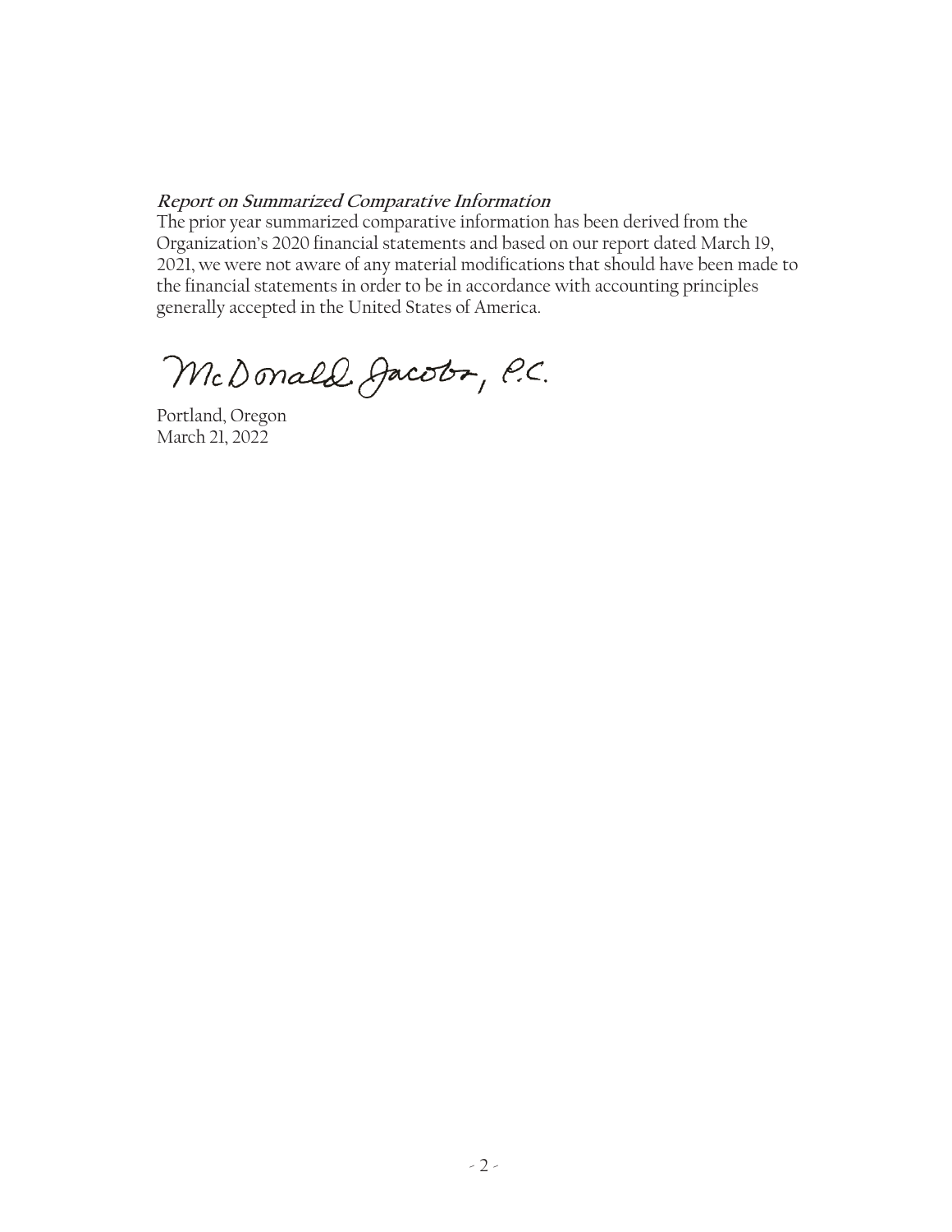***Report on Summarized Comparative Information***

The prior year summarized comparative information has been derived from the Organization's 2020 financial statements and based on our report dated March 19, 2021, we were not aware of any material modifications that should have been made to the financial statements in order to be in accordance with accounting principles generally accepted in the United States of America.

McDonald Jacobs, P.C.

Portland, Oregon
March 21, 2022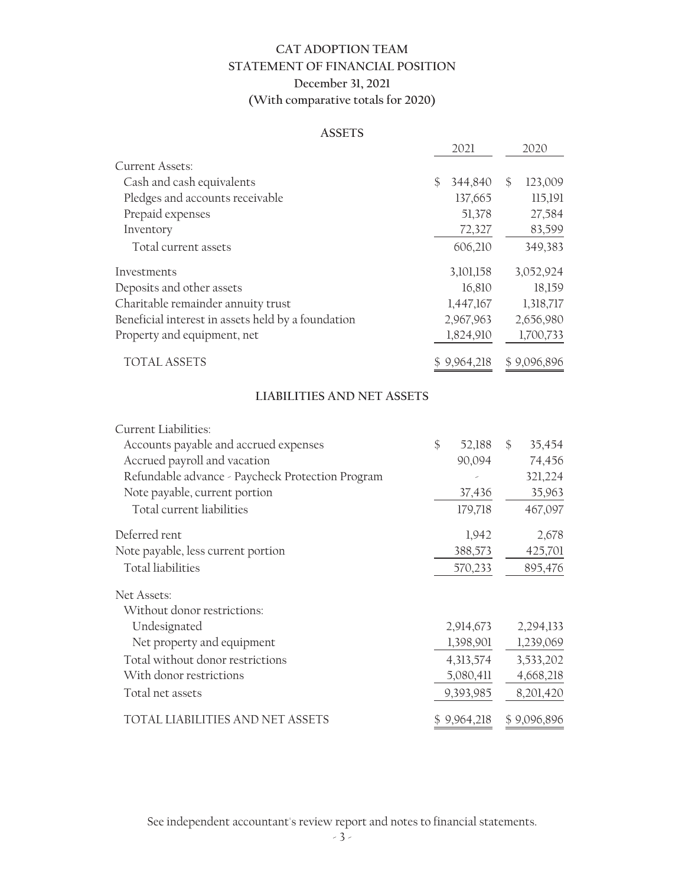# CAT ADOPTION TEAM
## STATEMENT OF FINANCIAL POSITION
### December 31, 2021
### (With comparative totals for 2020)

#### ASSETS

| | 2021 | 2020 |
|---|---|---|
| Current Assets: | | |
| Cash and cash equivalents | $ 344,840 | $ 123,009 |
| Pledges and accounts receivable | 137,665 | 115,191 |
| Prepaid expenses | 51,378 | 27,584 |
| Inventory | 72,327 | 83,599 |
| Total current assets | 606,210 | 349,383 |
| Investments | 3,101,158 | 3,052,924 |
| Deposits and other assets | 16,810 | 18,159 |
| Charitable remainder annuity trust | 1,447,167 | 1,318,717 |
| Beneficial interest in assets held by a foundation | 2,967,963 | 2,656,980 |
| Property and equipment, net | 1,824,910 | 1,700,733 |
| TOTAL ASSETS | $ 9,964,218 | $ 9,096,896 |

#### LIABILITIES AND NET ASSETS

| | 2021 | 2020 |
|---|---|---|
| Current Liabilities: | | |
| Accounts payable and accrued expenses | $ 52,188 | $ 35,454 |
| Accrued payroll and vacation | 90,094 | 74,456 |
| Refundable advance - Paycheck Protection Program | - | 321,224 |
| Note payable, current portion | 37,436 | 35,963 |
| Total current liabilities | 179,718 | 467,097 |
| Deferred rent | 1,942 | 2,678 |
| Note payable, less current portion | 388,573 | 425,701 |
| Total liabilities | 570,233 | 895,476 |
| Net Assets: | | |
| Without donor restrictions: | | |
| Undesignated | 2,914,673 | 2,294,133 |
| Net property and equipment | 1,398,901 | 1,239,069 |
| Total without donor restrictions | 4,313,574 | 3,533,202 |
| With donor restrictions | 5,080,411 | 4,668,218 |
| Total net assets | 9,393,985 | 8,201,420 |
| TOTAL LIABILITIES AND NET ASSETS | $ 9,964,218 | $ 9,096,896 |

See independent accountant's review report and notes to financial statements.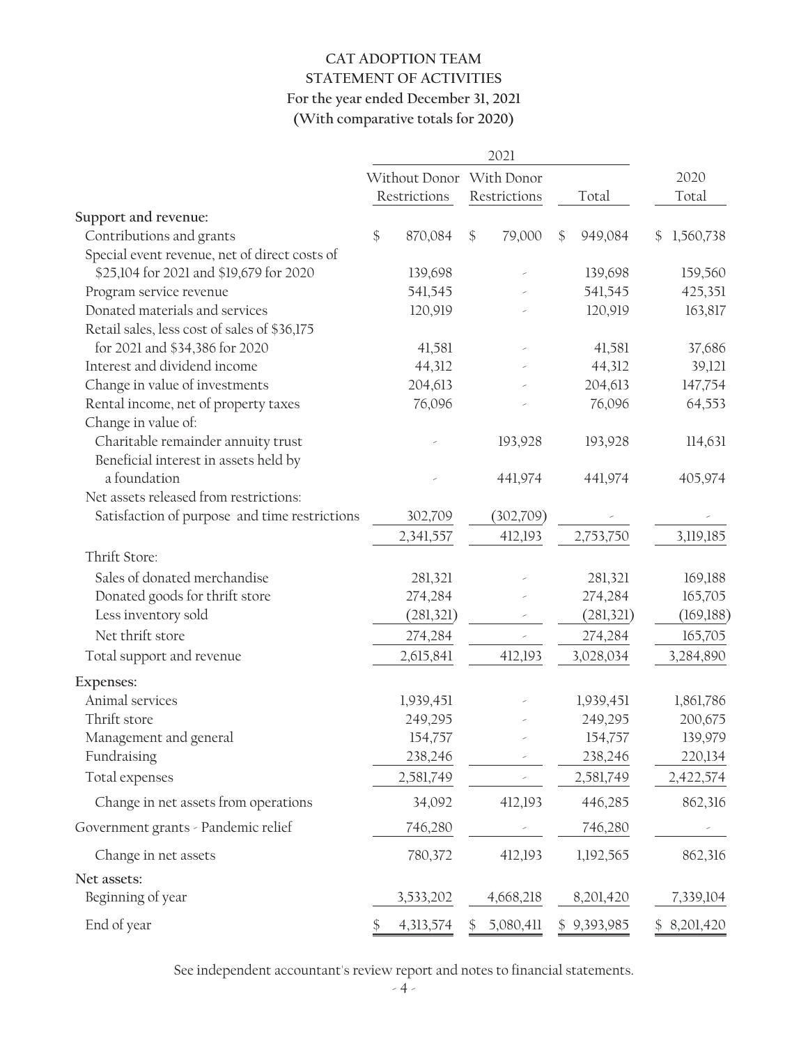# CAT ADOPTION TEAM
## STATEMENT OF ACTIVITIES
### For the year ended December 31, 2021
### (With comparative totals for 2020)

| | 2021 | | | |
|---|---|---|---|---|
| | Without Donor Restrictions | With Donor Restrictions | Total | 2020 Total |
| **Support and revenue:** | | | | |
| Contributions and grants | $ 870,084 | $ 79,000 | $ 949,084 | $ 1,560,738 |
| Special event revenue, net of direct costs of $25,104 for 2021 and $19,679 for 2020 | 139,698 | - | 139,698 | 159,560 |
| Program service revenue | 541,545 | - | 541,545 | 425,351 |
| Donated materials and services | 120,919 | - | 120,919 | 163,817 |
| Retail sales, less cost of sales of $36,175 for 2021 and $34,386 for 2020 | 41,581 | - | 41,581 | 37,686 |
| Interest and dividend income | 44,312 | - | 44,312 | 39,121 |
| Change in value of investments | 204,613 | - | 204,613 | 147,754 |
| Rental income, net of property taxes | 76,096 | - | 76,096 | 64,553 |
| Change in value of: | | | | |
| Charitable remainder annuity trust | - | 193,928 | 193,928 | 114,631 |
| Beneficial interest in assets held by a foundation | - | 441,974 | 441,974 | 405,974 |
| Net assets released from restrictions: | | | | |
| Satisfaction of purpose and time restrictions | 302,709 | (302,709) | - | - |
| | 2,341,557 | 412,193 | 2,753,750 | 3,119,185 |
| Thrift Store: | | | | |
| Sales of donated merchandise | 281,321 | - | 281,321 | 169,188 |
| Donated goods for thrift store | 274,284 | - | 274,284 | 165,705 |
| Less inventory sold | (281,321) | - | (281,321) | (169,188) |
| Net thrift store | 274,284 | - | 274,284 | 165,705 |
| Total support and revenue | 2,615,841 | 412,193 | 3,028,034 | 3,284,890 |
| **Expenses:** | | | | |
| Animal services | 1,939,451 | - | 1,939,451 | 1,861,786 |
| Thrift store | 249,295 | - | 249,295 | 200,675 |
| Management and general | 154,757 | - | 154,757 | 139,979 |
| Fundraising | 238,246 | - | 238,246 | 220,134 |
| Total expenses | 2,581,749 | - | 2,581,749 | 2,422,574 |
| Change in net assets from operations | 34,092 | 412,193 | 446,285 | 862,316 |
| Government grants - Pandemic relief | 746,280 | - | 746,280 | - |
| Change in net assets | 780,372 | 412,193 | 1,192,565 | 862,316 |
| **Net assets:** | | | | |
| Beginning of year | 3,533,202 | 4,668,218 | 8,201,420 | 7,339,104 |
| End of year | $ 4,313,574 | $ 5,080,411 | $ 9,393,985 | $ 8,201,420 |

See independent accountant's review report and notes to financial statements.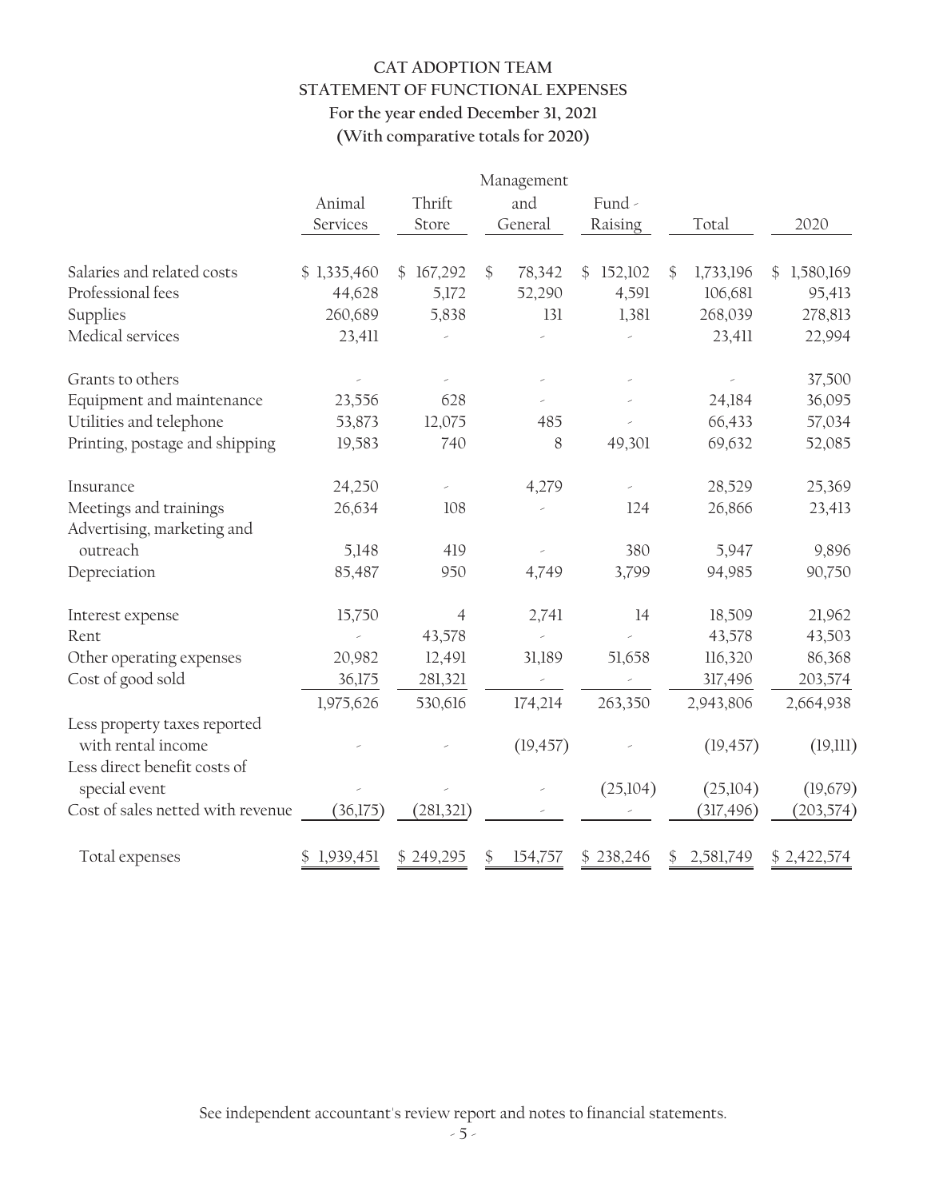# CAT ADOPTION TEAM
## STATEMENT OF FUNCTIONAL EXPENSES
### For the year ended December 31, 2021
### (With comparative totals for 2020)

| | Animal Services | Thrift Store | Management and General | Fund-Raising | Total | 2020 |
|---|---|---|---|---|---|---|
| Salaries and related costs | $ 1,335,460 | $ 167,292 | $ 78,342 | $ 152,102 | $ 1,733,196 | $ 1,580,169 |
| Professional fees | 44,628 | 5,172 | 52,290 | 4,591 | 106,681 | 95,413 |
| Supplies | 260,689 | 5,838 | 131 | 1,381 | 268,039 | 278,813 |
| Medical services | 23,411 | - | - | - | 23,411 | 22,994 |
| Grants to others | - | - | - | - | - | 37,500 |
| Equipment and maintenance | 23,556 | 628 | - | - | 24,184 | 36,095 |
| Utilities and telephone | 53,873 | 12,075 | 485 | - | 66,433 | 57,034 |
| Printing, postage and shipping | 19,583 | 740 | 8 | 49,301 | 69,632 | 52,085 |
| Insurance | 24,250 | - | 4,279 | - | 28,529 | 25,369 |
| Meetings and trainings | 26,634 | 108 | - | 124 | 26,866 | 23,413 |
| Advertising, marketing and outreach | 5,148 | 419 | - | 380 | 5,947 | 9,896 |
| Depreciation | 85,487 | 950 | 4,749 | 3,799 | 94,985 | 90,750 |
| Interest expense | 15,750 | 4 | 2,741 | 14 | 18,509 | 21,962 |
| Rent | - | 43,578 | - | - | 43,578 | 43,503 |
| Other operating expenses | 20,982 | 12,491 | 31,189 | 51,658 | 116,320 | 86,368 |
| Cost of good sold | 36,175 | 281,321 | - | - | 317,496 | 203,574 |
| | 1,975,626 | 530,616 | 174,214 | 263,350 | 2,943,806 | 2,664,938 |
| Less property taxes reported with rental income | - | - | (19,457) | - | (19,457) | (19,111) |
| Less direct benefit costs of special event | - | - | - | (25,104) | (25,104) | (19,679) |
| Cost of sales netted with revenue | (36,175) | (281,321) | - | - | (317,496) | (203,574) |
| Total expenses | $ 1,939,451 | $ 249,295 | $ 154,757 | $ 238,246 | $ 2,581,749 | $ 2,422,574 |

See independent accountant's review report and notes to financial statements.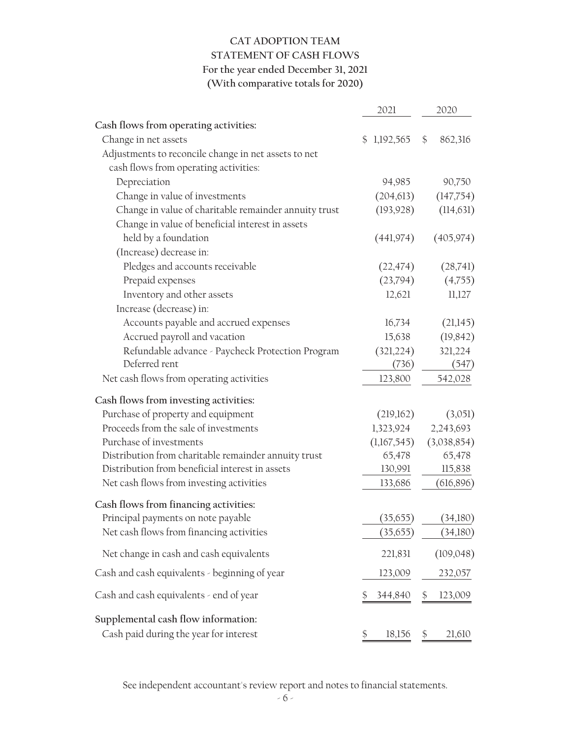# CAT ADOPTION TEAM
## STATEMENT OF CASH FLOWS
### For the year ended December 31, 2021
### (With comparative totals for 2020)

| | 2021 | 2020 |
|---|---|---|
| **Cash flows from operating activities:** | | |
| Change in net assets | $ 1,192,565 | $ 862,316 |
| Adjustments to reconcile change in net assets to net cash flows from operating activities: | | |
| Depreciation | 94,985 | 90,750 |
| Change in value of investments | (204,613) | (147,754) |
| Change in value of charitable remainder annuity trust | (193,928) | (114,631) |
| Change in value of beneficial interest in assets held by a foundation | (441,974) | (405,974) |
| (Increase) decrease in: | | |
| Pledges and accounts receivable | (22,474) | (28,741) |
| Prepaid expenses | (23,794) | (4,755) |
| Inventory and other assets | 12,621 | 11,127 |
| Increase (decrease) in: | | |
| Accounts payable and accrued expenses | 16,734 | (21,145) |
| Accrued payroll and vacation | 15,638 | (19,842) |
| Refundable advance - Paycheck Protection Program | (321,224) | 321,224 |
| Deferred rent | (736) | (547) |
| Net cash flows from operating activities | 123,800 | 542,028 |
| **Cash flows from investing activities:** | | |
| Purchase of property and equipment | (219,162) | (3,051) |
| Proceeds from the sale of investments | 1,323,924 | 2,243,693 |
| Purchase of investments | (1,167,545) | (3,038,854) |
| Distribution from charitable remainder annuity trust | 65,478 | 65,478 |
| Distribution from beneficial interest in assets | 130,991 | 115,838 |
| Net cash flows from investing activities | 133,686 | (616,896) |
| **Cash flows from financing activities:** | | |
| Principal payments on note payable | (35,655) | (34,180) |
| Net cash flows from financing activities | (35,655) | (34,180) |
| Net change in cash and cash equivalents | 221,831 | (109,048) |
| Cash and cash equivalents - beginning of year | 123,009 | 232,057 |
| Cash and cash equivalents - end of year | $ 344,840 | $ 123,009 |
| **Supplemental cash flow information:** | | |
| Cash paid during the year for interest | $ 18,156 | $ 21,610 |

See independent accountant's review report and notes to financial statements.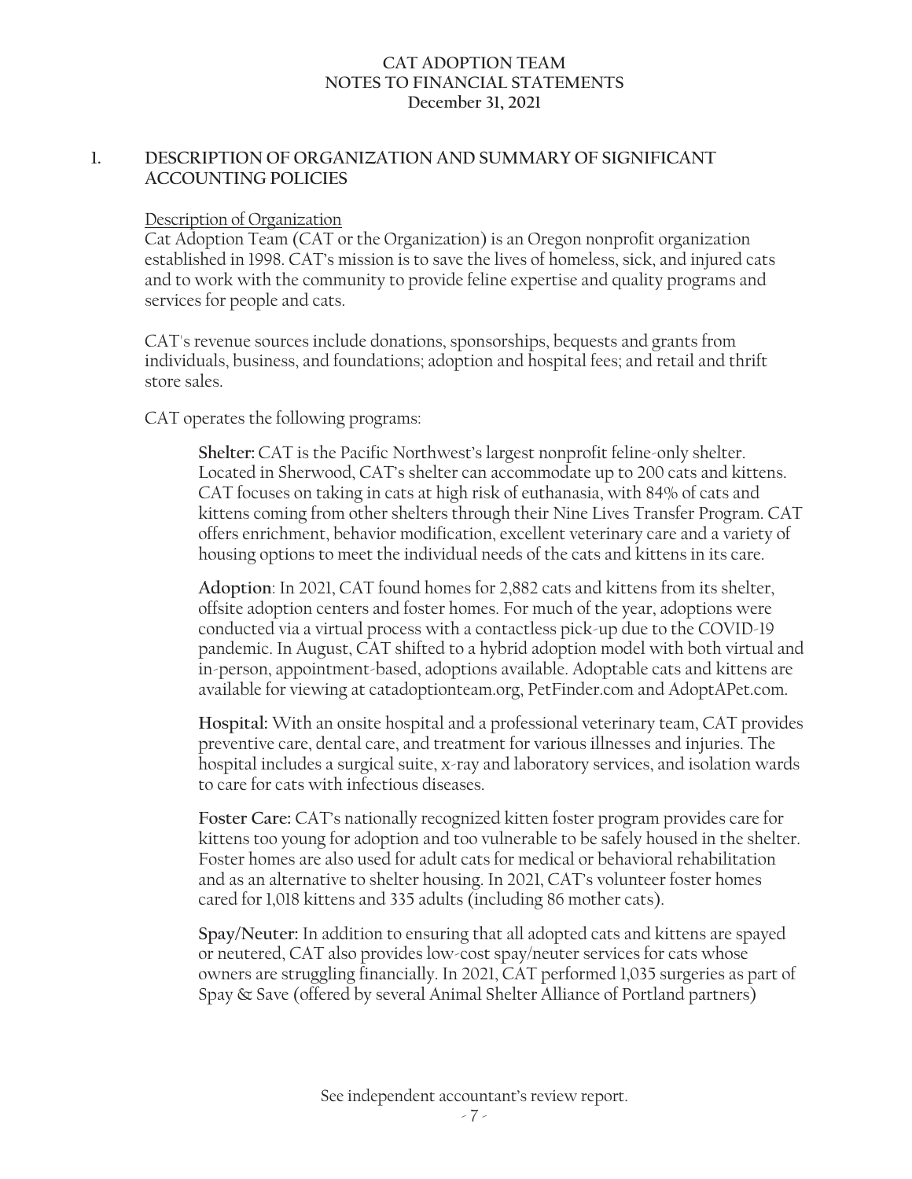# CAT ADOPTION TEAM
# NOTES TO FINANCIAL STATEMENTS
# December 31, 2021

## 1. DESCRIPTION OF ORGANIZATION AND SUMMARY OF SIGNIFICANT ACCOUNTING POLICIES

Description of Organization

Cat Adoption Team (CAT or the Organization) is an Oregon nonprofit organization established in 1998. CAT's mission is to save the lives of homeless, sick, and injured cats and to work with the community to provide feline expertise and quality programs and services for people and cats.

CAT's revenue sources include donations, sponsorships, bequests and grants from individuals, business, and foundations; adoption and hospital fees; and retail and thrift store sales.

CAT operates the following programs:

**Shelter:** CAT is the Pacific Northwest's largest nonprofit feline-only shelter. Located in Sherwood, CAT's shelter can accommodate up to 200 cats and kittens. CAT focuses on taking in cats at high risk of euthanasia, with 84% of cats and kittens coming from other shelters through their Nine Lives Transfer Program. CAT offers enrichment, behavior modification, excellent veterinary care and a variety of housing options to meet the individual needs of the cats and kittens in its care.

**Adoption**: In 2021, CAT found homes for 2,882 cats and kittens from its shelter, offsite adoption centers and foster homes. For much of the year, adoptions were conducted via a virtual process with a contactless pick-up due to the COVID-19 pandemic. In August, CAT shifted to a hybrid adoption model with both virtual and in-person, appointment-based, adoptions available. Adoptable cats and kittens are available for viewing at catadoptionteam.org, PetFinder.com and AdoptAPet.com.

**Hospital:** With an onsite hospital and a professional veterinary team, CAT provides preventive care, dental care, and treatment for various illnesses and injuries. The hospital includes a surgical suite, x-ray and laboratory services, and isolation wards to care for cats with infectious diseases.

**Foster Care:** CAT's nationally recognized kitten foster program provides care for kittens too young for adoption and too vulnerable to be safely housed in the shelter. Foster homes are also used for adult cats for medical or behavioral rehabilitation and as an alternative to shelter housing. In 2021, CAT's volunteer foster homes cared for 1,018 kittens and 335 adults (including 86 mother cats).

**Spay/Neuter:** In addition to ensuring that all adopted cats and kittens are spayed or neutered, CAT also provides low-cost spay/neuter services for cats whose owners are struggling financially. In 2021, CAT performed 1,035 surgeries as part of Spay & Save (offered by several Animal Shelter Alliance of Portland partners)

See independent accountant's review report.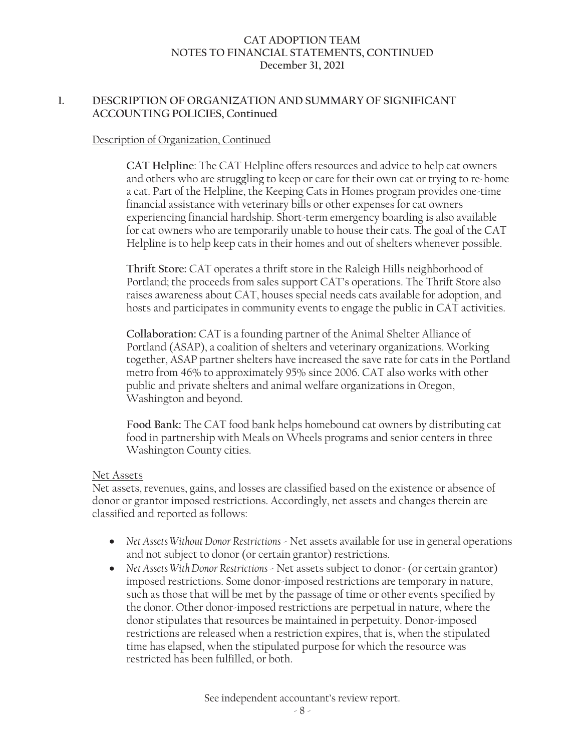## 1. DESCRIPTION OF ORGANIZATION AND SUMMARY OF SIGNIFICANT ACCOUNTING POLICIES, Continued

Description of Organization, Continued

**CAT Helpline**: The CAT Helpline offers resources and advice to help cat owners and others who are struggling to keep or care for their own cat or trying to re-home a cat. Part of the Helpline, the Keeping Cats in Homes program provides one-time financial assistance with veterinary bills or other expenses for cat owners experiencing financial hardship. Short-term emergency boarding is also available for cat owners who are temporarily unable to house their cats. The goal of the CAT Helpline is to help keep cats in their homes and out of shelters whenever possible.

**Thrift Store:** CAT operates a thrift store in the Raleigh Hills neighborhood of Portland; the proceeds from sales support CAT's operations. The Thrift Store also raises awareness about CAT, houses special needs cats available for adoption, and hosts and participates in community events to engage the public in CAT activities.

**Collaboration:** CAT is a founding partner of the Animal Shelter Alliance of Portland (ASAP), a coalition of shelters and veterinary organizations. Working together, ASAP partner shelters have increased the save rate for cats in the Portland metro from 46% to approximately 95% since 2006. CAT also works with other public and private shelters and animal welfare organizations in Oregon, Washington and beyond.

**Food Bank:** The CAT food bank helps homebound cat owners by distributing cat food in partnership with Meals on Wheels programs and senior centers in three Washington County cities.

Net Assets

Net assets, revenues, gains, and losses are classified based on the existence or absence of donor or grantor imposed restrictions. Accordingly, net assets and changes therein are classified and reported as follows:

- *Net Assets Without Donor Restrictions* - Net assets available for use in general operations and not subject to donor (or certain grantor) restrictions.
- *Net Assets With Donor Restrictions* - Net assets subject to donor- (or certain grantor) imposed restrictions. Some donor-imposed restrictions are temporary in nature, such as those that will be met by the passage of time or other events specified by the donor. Other donor-imposed restrictions are perpetual in nature, where the donor stipulates that resources be maintained in perpetuity. Donor-imposed restrictions are released when a restriction expires, that is, when the stipulated time has elapsed, when the stipulated purpose for which the resource was restricted has been fulfilled, or both.

See independent accountant's review report.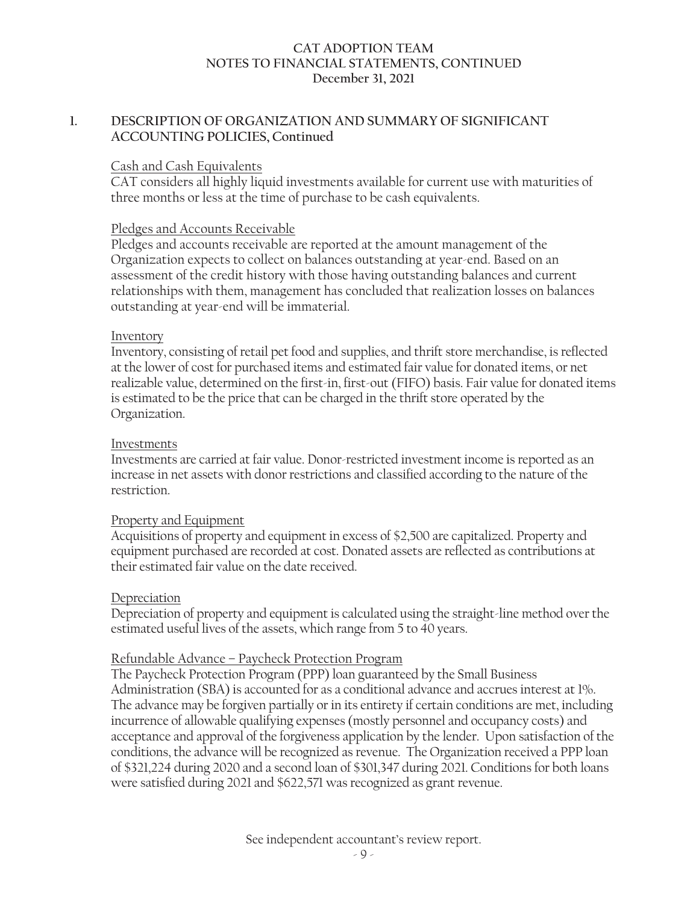## 1. DESCRIPTION OF ORGANIZATION AND SUMMARY OF SIGNIFICANT ACCOUNTING POLICIES, Continued

### Cash and Cash Equivalents

CAT considers all highly liquid investments available for current use with maturities of three months or less at the time of purchase to be cash equivalents.

### Pledges and Accounts Receivable

Pledges and accounts receivable are reported at the amount management of the Organization expects to collect on balances outstanding at year-end. Based on an assessment of the credit history with those having outstanding balances and current relationships with them, management has concluded that realization losses on balances outstanding at year-end will be immaterial.

### Inventory

Inventory, consisting of retail pet food and supplies, and thrift store merchandise, is reflected at the lower of cost for purchased items and estimated fair value for donated items, or net realizable value, determined on the first-in, first-out (FIFO) basis. Fair value for donated items is estimated to be the price that can be charged in the thrift store operated by the Organization.

### Investments

Investments are carried at fair value. Donor-restricted investment income is reported as an increase in net assets with donor restrictions and classified according to the nature of the restriction.

### Property and Equipment

Acquisitions of property and equipment in excess of $2,500 are capitalized. Property and equipment purchased are recorded at cost. Donated assets are reflected as contributions at their estimated fair value on the date received.

### Depreciation

Depreciation of property and equipment is calculated using the straight-line method over the estimated useful lives of the assets, which range from 5 to 40 years.

### Refundable Advance – Paycheck Protection Program

The Paycheck Protection Program (PPP) loan guaranteed by the Small Business Administration (SBA) is accounted for as a conditional advance and accrues interest at 1%. The advance may be forgiven partially or in its entirety if certain conditions are met, including incurrence of allowable qualifying expenses (mostly personnel and occupancy costs) and acceptance and approval of the forgiveness application by the lender. Upon satisfaction of the conditions, the advance will be recognized as revenue. The Organization received a PPP loan of $321,224 during 2020 and a second loan of $301,347 during 2021. Conditions for both loans were satisfied during 2021 and $622,571 was recognized as grant revenue.

See independent accountant's review report.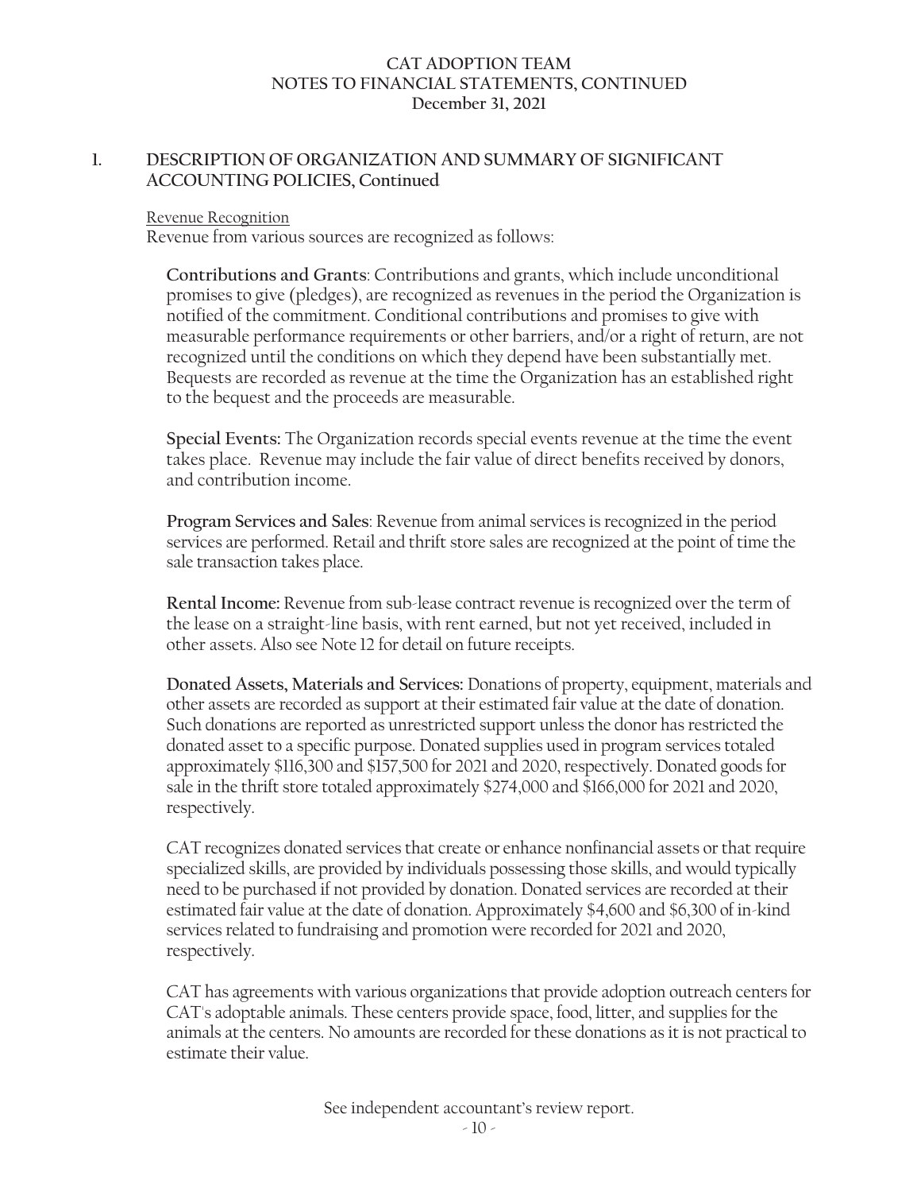## 1. DESCRIPTION OF ORGANIZATION AND SUMMARY OF SIGNIFICANT ACCOUNTING POLICIES, Continued

Revenue Recognition

Revenue from various sources are recognized as follows:

**Contributions and Grants**: Contributions and grants, which include unconditional promises to give (pledges), are recognized as revenues in the period the Organization is notified of the commitment. Conditional contributions and promises to give with measurable performance requirements or other barriers, and/or a right of return, are not recognized until the conditions on which they depend have been substantially met. Bequests are recorded as revenue at the time the Organization has an established right to the bequest and the proceeds are measurable.

**Special Events:** The Organization records special events revenue at the time the event takes place. Revenue may include the fair value of direct benefits received by donors, and contribution income.

**Program Services and Sales**: Revenue from animal services is recognized in the period services are performed. Retail and thrift store sales are recognized at the point of time the sale transaction takes place.

**Rental Income:** Revenue from sub-lease contract revenue is recognized over the term of the lease on a straight-line basis, with rent earned, but not yet received, included in other assets. Also see Note 12 for detail on future receipts.

**Donated Assets, Materials and Services:** Donations of property, equipment, materials and other assets are recorded as support at their estimated fair value at the date of donation. Such donations are reported as unrestricted support unless the donor has restricted the donated asset to a specific purpose. Donated supplies used in program services totaled approximately $116,300 and $157,500 for 2021 and 2020, respectively. Donated goods for sale in the thrift store totaled approximately $274,000 and $166,000 for 2021 and 2020, respectively.

CAT recognizes donated services that create or enhance nonfinancial assets or that require specialized skills, are provided by individuals possessing those skills, and would typically need to be purchased if not provided by donation. Donated services are recorded at their estimated fair value at the date of donation. Approximately $4,600 and $6,300 of in-kind services related to fundraising and promotion were recorded for 2021 and 2020, respectively.

CAT has agreements with various organizations that provide adoption outreach centers for CAT's adoptable animals. These centers provide space, food, litter, and supplies for the animals at the centers. No amounts are recorded for these donations as it is not practical to estimate their value.

See independent accountant's review report.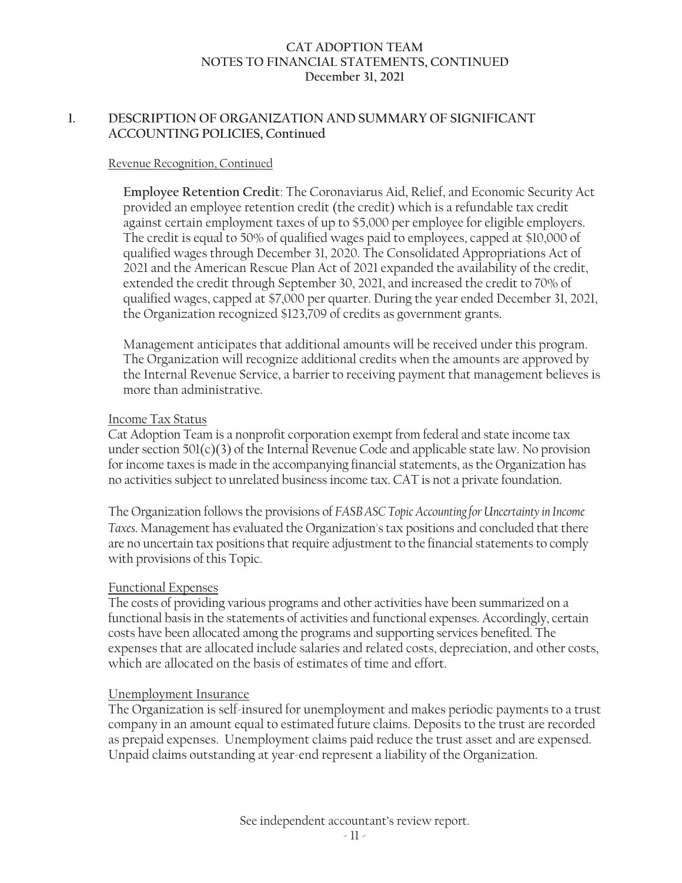## 1. DESCRIPTION OF ORGANIZATION AND SUMMARY OF SIGNIFICANT ACCOUNTING POLICIES, Continued

Revenue Recognition, Continued

**Employee Retention Credit**: The Coronaviarus Aid, Relief, and Economic Security Act provided an employee retention credit (the credit) which is a refundable tax credit against certain employment taxes of up to $5,000 per employee for eligible employers. The credit is equal to 50% of qualified wages paid to employees, capped at $10,000 of qualified wages through December 31, 2020. The Consolidated Appropriations Act of 2021 and the American Rescue Plan Act of 2021 expanded the availability of the credit, extended the credit through September 30, 2021, and increased the credit to 70% of qualified wages, capped at $7,000 per quarter. During the year ended December 31, 2021, the Organization recognized $123,709 of credits as government grants.

Management anticipates that additional amounts will be received under this program. The Organization will recognize additional credits when the amounts are approved by the Internal Revenue Service, a barrier to receiving payment that management believes is more than administrative.

Income Tax Status

Cat Adoption Team is a nonprofit corporation exempt from federal and state income tax under section 501(c)(3) of the Internal Revenue Code and applicable state law. No provision for income taxes is made in the accompanying financial statements, as the Organization has no activities subject to unrelated business income tax. CAT is not a private foundation.

The Organization follows the provisions of *FASB ASC Topic Accounting for Uncertainty in Income Taxes.* Management has evaluated the Organization's tax positions and concluded that there are no uncertain tax positions that require adjustment to the financial statements to comply with provisions of this Topic.

Functional Expenses

The costs of providing various programs and other activities have been summarized on a functional basis in the statements of activities and functional expenses. Accordingly, certain costs have been allocated among the programs and supporting services benefited. The expenses that are allocated include salaries and related costs, depreciation, and other costs, which are allocated on the basis of estimates of time and effort.

Unemployment Insurance

The Organization is self-insured for unemployment and makes periodic payments to a trust company in an amount equal to estimated future claims. Deposits to the trust are recorded as prepaid expenses. Unemployment claims paid reduce the trust asset and are expensed. Unpaid claims outstanding at year-end represent a liability of the Organization.

See independent accountant's review report.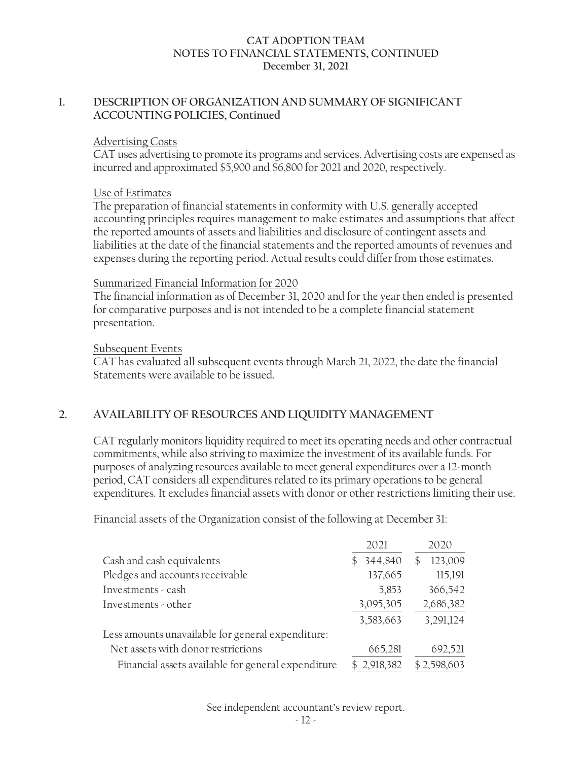## 1. DESCRIPTION OF ORGANIZATION AND SUMMARY OF SIGNIFICANT ACCOUNTING POLICIES, Continued

Advertising Costs

CAT uses advertising to promote its programs and services. Advertising costs are expensed as incurred and approximated $5,900 and $6,800 for 2021 and 2020, respectively.

Use of Estimates

The preparation of financial statements in conformity with U.S. generally accepted accounting principles requires management to make estimates and assumptions that affect the reported amounts of assets and liabilities and disclosure of contingent assets and liabilities at the date of the financial statements and the reported amounts of revenues and expenses during the reporting period. Actual results could differ from those estimates.

Summarized Financial Information for 2020

The financial information as of December 31, 2020 and for the year then ended is presented for comparative purposes and is not intended to be a complete financial statement presentation.

Subsequent Events

CAT has evaluated all subsequent events through March 21, 2022, the date the financial Statements were available to be issued.

## 2. AVAILABILITY OF RESOURCES AND LIQUIDITY MANAGEMENT

CAT regularly monitors liquidity required to meet its operating needs and other contractual commitments, while also striving to maximize the investment of its available funds. For purposes of analyzing resources available to meet general expenditures over a 12-month period, CAT considers all expenditures related to its primary operations to be general expenditures. It excludes financial assets with donor or other restrictions limiting their use.

Financial assets of the Organization consist of the following at December 31:

| | 2021 | 2020 |
|---|---|---|
| Cash and cash equivalents | $ 344,840 | $ 123,009 |
| Pledges and accounts receivable | 137,665 | 115,191 |
| Investments - cash | 5,853 | 366,542 |
| Investments - other | 3,095,305 | 2,686,382 |
| | 3,583,663 | 3,291,124 |
| Less amounts unavailable for general expenditure: | | |
| Net assets with donor restrictions | 665,281 | 692,521 |
| Financial assets available for general expenditure | $ 2,918,382 | $ 2,598,603 |

See independent accountant's review report.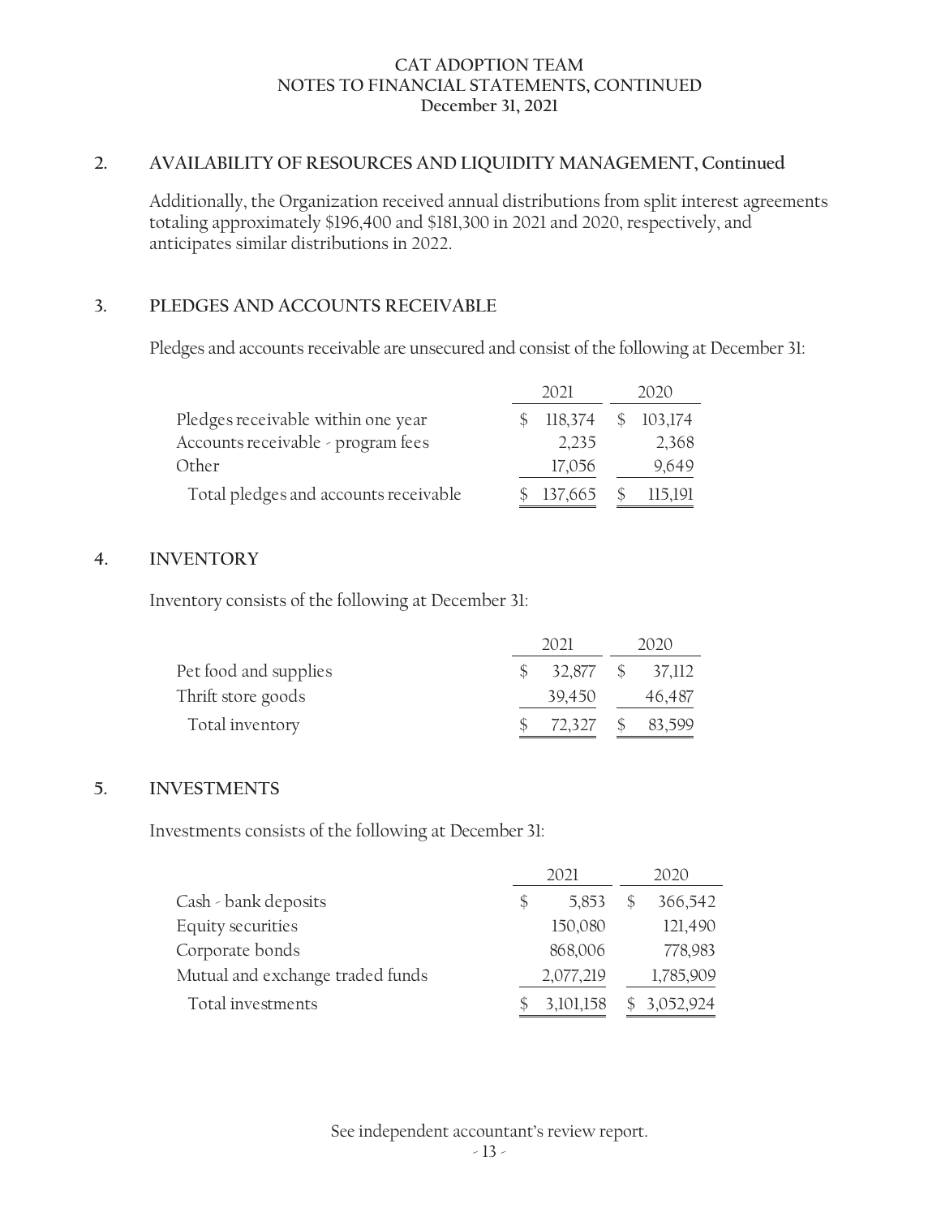## 2. AVAILABILITY OF RESOURCES AND LIQUIDITY MANAGEMENT, Continued

Additionally, the Organization received annual distributions from split interest agreements totaling approximately $196,400 and $181,300 in 2021 and 2020, respectively, and anticipates similar distributions in 2022.

## 3. PLEDGES AND ACCOUNTS RECEIVABLE

Pledges and accounts receivable are unsecured and consist of the following at December 31:

| | 2021 | 2020 |
|---|---|---|
| Pledges receivable within one year | $ 118,374 | $ 103,174 |
| Accounts receivable - program fees | 2,235 | 2,368 |
| Other | 17,056 | 9,649 |
| Total pledges and accounts receivable | $ 137,665 | $ 115,191 |

## 4. INVENTORY

Inventory consists of the following at December 31:

| | 2021 | 2020 |
|---|---|---|
| Pet food and supplies | $ 32,877 | $ 37,112 |
| Thrift store goods | 39,450 | 46,487 |
| Total inventory | $ 72,327 | $ 83,599 |

## 5. INVESTMENTS

Investments consists of the following at December 31:

| | 2021 | 2020 |
|---|---|---|
| Cash - bank deposits | $ 5,853 | $ 366,542 |
| Equity securities | 150,080 | 121,490 |
| Corporate bonds | 868,006 | 778,983 |
| Mutual and exchange traded funds | 2,077,219 | 1,785,909 |
| Total investments | $ 3,101,158 | $ 3,052,924 |

See independent accountant's review report.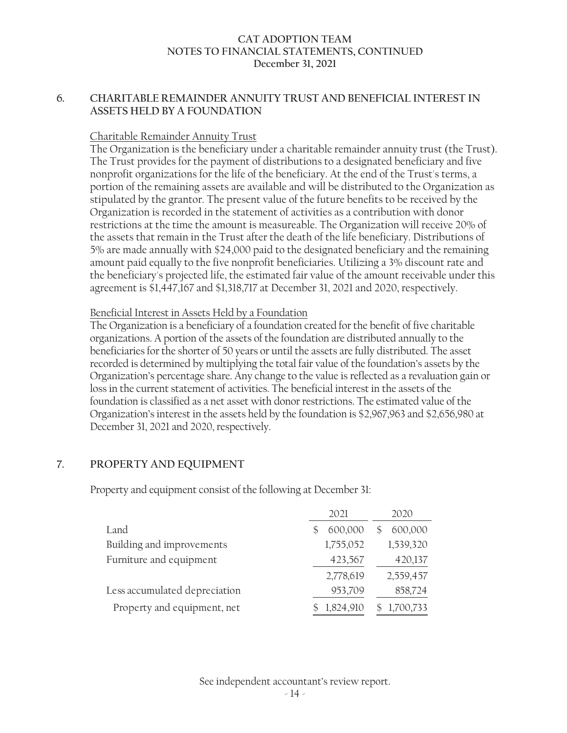## 6. CHARITABLE REMAINDER ANNUITY TRUST AND BENEFICIAL INTEREST IN ASSETS HELD BY A FOUNDATION

Charitable Remainder Annuity Trust

The Organization is the beneficiary under a charitable remainder annuity trust (the Trust). The Trust provides for the payment of distributions to a designated beneficiary and five nonprofit organizations for the life of the beneficiary. At the end of the Trust's terms, a portion of the remaining assets are available and will be distributed to the Organization as stipulated by the grantor. The present value of the future benefits to be received by the Organization is recorded in the statement of activities as a contribution with donor restrictions at the time the amount is measureable. The Organization will receive 20% of the assets that remain in the Trust after the death of the life beneficiary. Distributions of 5% are made annually with $24,000 paid to the designated beneficiary and the remaining amount paid equally to the five nonprofit beneficiaries. Utilizing a 3% discount rate and the beneficiary's projected life, the estimated fair value of the amount receivable under this agreement is $1,447,167 and $1,318,717 at December 31, 2021 and 2020, respectively.

Beneficial Interest in Assets Held by a Foundation

The Organization is a beneficiary of a foundation created for the benefit of five charitable organizations. A portion of the assets of the foundation are distributed annually to the beneficiaries for the shorter of 50 years or until the assets are fully distributed. The asset recorded is determined by multiplying the total fair value of the foundation's assets by the Organization's percentage share. Any change to the value is reflected as a revaluation gain or loss in the current statement of activities. The beneficial interest in the assets of the foundation is classified as a net asset with donor restrictions. The estimated value of the Organization's interest in the assets held by the foundation is $2,967,963 and $2,656,980 at December 31, 2021 and 2020, respectively.

## 7. PROPERTY AND EQUIPMENT

Property and equipment consist of the following at December 31:

| | 2021 | 2020 |
|---|---|---|
| Land | $ 600,000 | $ 600,000 |
| Building and improvements | 1,755,052 | 1,539,320 |
| Furniture and equipment | 423,567 | 420,137 |
| | 2,778,619 | 2,559,457 |
| Less accumulated depreciation | 953,709 | 858,724 |
| Property and equipment, net | $ 1,824,910 | $ 1,700,733 |

See independent accountant's review report.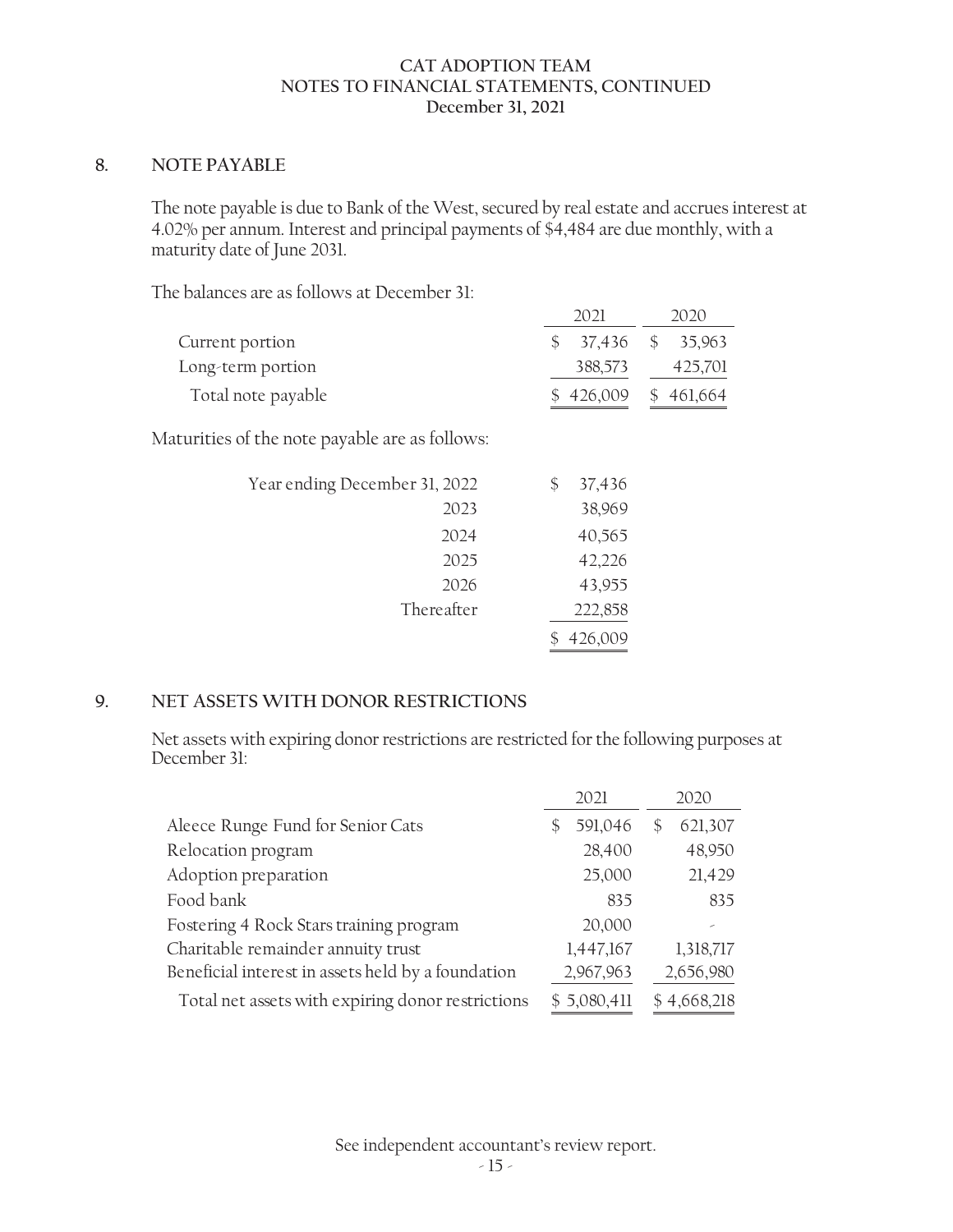## 8. NOTE PAYABLE

The note payable is due to Bank of the West, secured by real estate and accrues interest at 4.02% per annum. Interest and principal payments of $4,484 are due monthly, with a maturity date of June 2031.

The balances are as follows at December 31:

| | 2021 | 2020 |
|---|---|---|
| Current portion | $ 37,436 | $ 35,963 |
| Long-term portion | 388,573 | 425,701 |
| Total note payable | $ 426,009 | $ 461,664 |

Maturities of the note payable are as follows:

| | |
|---|---|
| Year ending December 31, 2022 | $ 37,436 |
| 2023 | 38,969 |
| 2024 | 40,565 |
| 2025 | 42,226 |
| 2026 | 43,955 |
| Thereafter | 222,858 |
| | $ 426,009 |

## 9. NET ASSETS WITH DONOR RESTRICTIONS

Net assets with expiring donor restrictions are restricted for the following purposes at December 31:

| | 2021 | 2020 |
|---|---|---|
| Aleece Runge Fund for Senior Cats | $ 591,046 | $ 621,307 |
| Relocation program | 28,400 | 48,950 |
| Adoption preparation | 25,000 | 21,429 |
| Food bank | 835 | 835 |
| Fostering 4 Rock Stars training program | 20,000 | - |
| Charitable remainder annuity trust | 1,447,167 | 1,318,717 |
| Beneficial interest in assets held by a foundation | 2,967,963 | 2,656,980 |
| Total net assets with expiring donor restrictions | $ 5,080,411 | $ 4,668,218 |

See independent accountant's review report.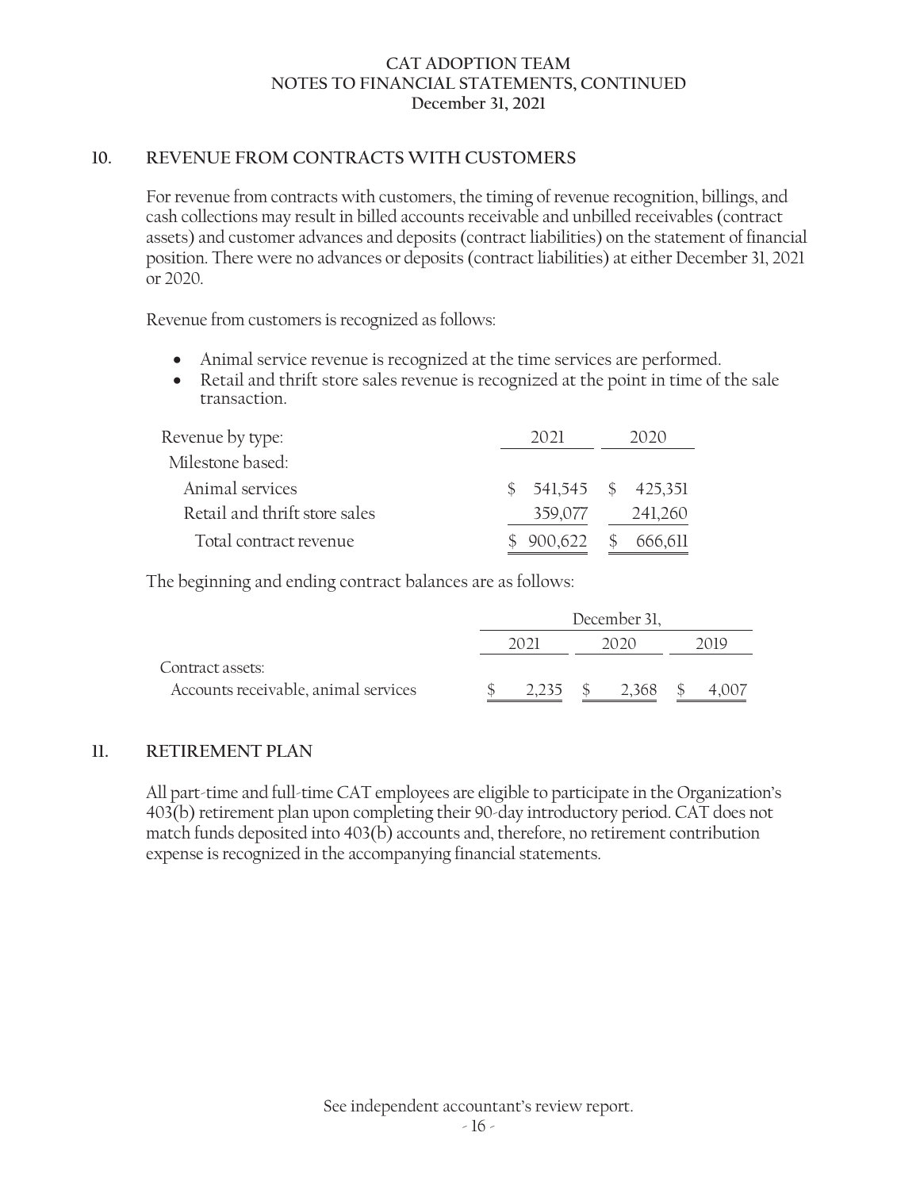# CAT ADOPTION TEAM
## NOTES TO FINANCIAL STATEMENTS, CONTINUED
### December 31, 2021

## 10. REVENUE FROM CONTRACTS WITH CUSTOMERS

For revenue from contracts with customers, the timing of revenue recognition, billings, and cash collections may result in billed accounts receivable and unbilled receivables (contract assets) and customer advances and deposits (contract liabilities) on the statement of financial position. There were no advances or deposits (contract liabilities) at either December 31, 2021 or 2020.

Revenue from customers is recognized as follows:

- Animal service revenue is recognized at the time services are performed.
- Retail and thrift store sales revenue is recognized at the point in time of the sale transaction.

| Revenue by type: | 2021 | 2020 |
|---|---|---|
| Milestone based: | | |
| Animal services | $ 541,545 | $ 425,351 |
| Retail and thrift store sales | 359,077 | 241,260 |
| Total contract revenue | $ 900,622 | $ 666,611 |

The beginning and ending contract balances are as follows:

| | December 31, | | |
|---|---|---|---|
| | 2021 | 2020 | 2019 |
| Contract assets: | | | |
| Accounts receivable, animal services | $ 2,235 | $ 2,368 | $ 4,007 |

## 11. RETIREMENT PLAN

All part-time and full-time CAT employees are eligible to participate in the Organization's 403(b) retirement plan upon completing their 90-day introductory period. CAT does not match funds deposited into 403(b) accounts and, therefore, no retirement contribution expense is recognized in the accompanying financial statements.

See independent accountant's review report.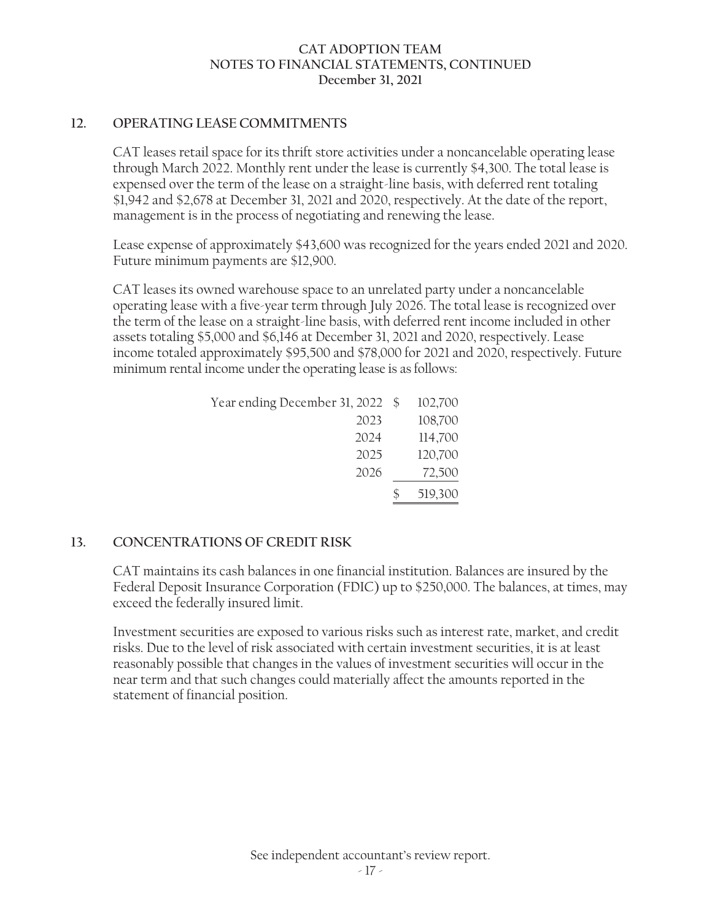## 12. OPERATING LEASE COMMITMENTS

CAT leases retail space for its thrift store activities under a noncancelable operating lease through March 2022. Monthly rent under the lease is currently $4,300. The total lease is expensed over the term of the lease on a straight-line basis, with deferred rent totaling $1,942 and $2,678 at December 31, 2021 and 2020, respectively. At the date of the report, management is in the process of negotiating and renewing the lease.

Lease expense of approximately $43,600 was recognized for the years ended 2021 and 2020. Future minimum payments are $12,900.

CAT leases its owned warehouse space to an unrelated party under a noncancelable operating lease with a five-year term through July 2026. The total lease is recognized over the term of the lease on a straight-line basis, with deferred rent income included in other assets totaling $5,000 and $6,146 at December 31, 2021 and 2020, respectively. Lease income totaled approximately $95,500 and $78,000 for 2021 and 2020, respectively. Future minimum rental income under the operating lease is as follows:

| | |
|---|---|
| Year ending December 31, 2022 | $ 102,700 |
| 2023 | 108,700 |
| 2024 | 114,700 |
| 2025 | 120,700 |
| 2026 | 72,500 |
| | $ 519,300 |

## 13. CONCENTRATIONS OF CREDIT RISK

CAT maintains its cash balances in one financial institution. Balances are insured by the Federal Deposit Insurance Corporation (FDIC) up to $250,000. The balances, at times, may exceed the federally insured limit.

Investment securities are exposed to various risks such as interest rate, market, and credit risks. Due to the level of risk associated with certain investment securities, it is at least reasonably possible that changes in the values of investment securities will occur in the near term and that such changes could materially affect the amounts reported in the statement of financial position.

See independent accountant's review report.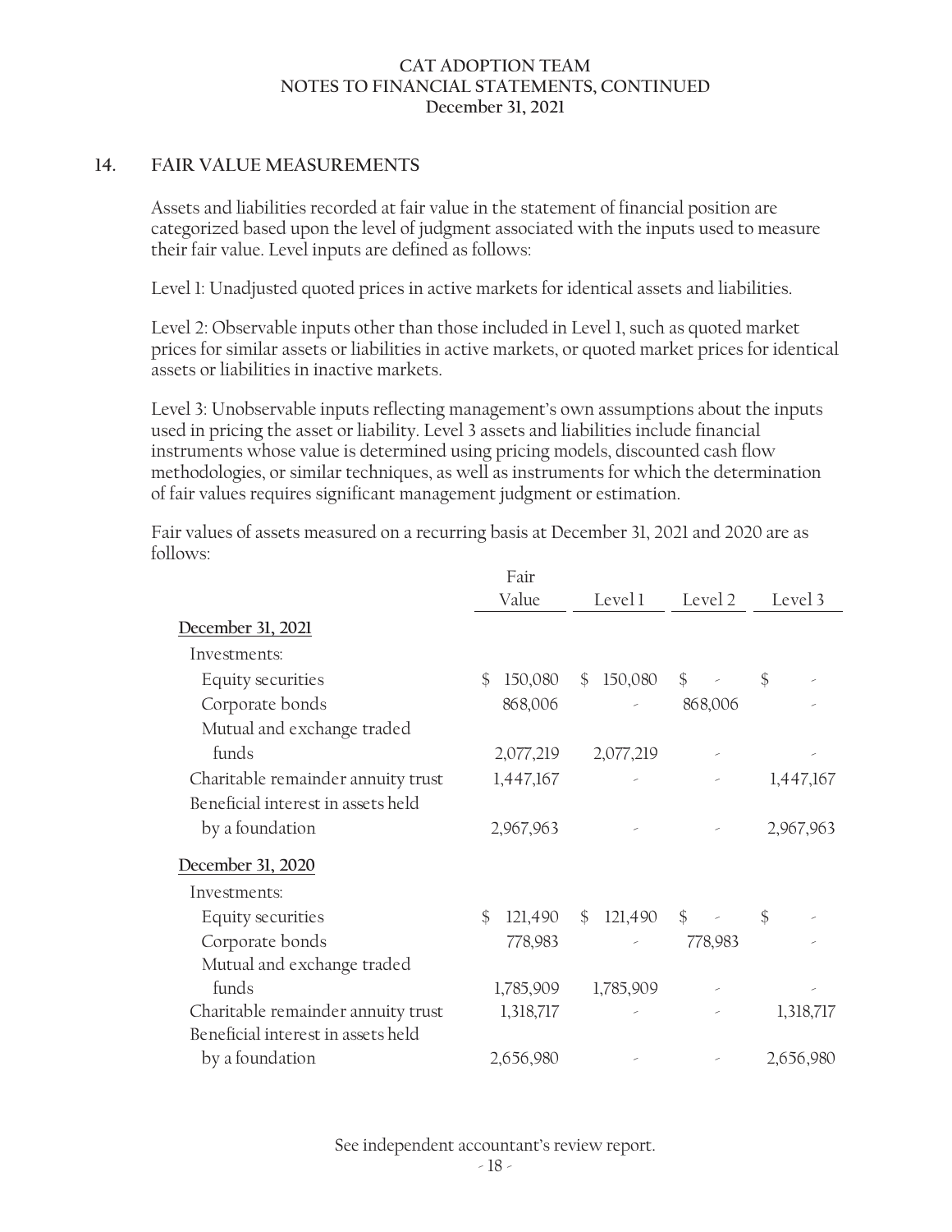## 14. FAIR VALUE MEASUREMENTS

Assets and liabilities recorded at fair value in the statement of financial position are categorized based upon the level of judgment associated with the inputs used to measure their fair value. Level inputs are defined as follows:

Level 1: Unadjusted quoted prices in active markets for identical assets and liabilities.

Level 2: Observable inputs other than those included in Level 1, such as quoted market prices for similar assets or liabilities in active markets, or quoted market prices for identical assets or liabilities in inactive markets.

Level 3: Unobservable inputs reflecting management's own assumptions about the inputs used in pricing the asset or liability. Level 3 assets and liabilities include financial instruments whose value is determined using pricing models, discounted cash flow methodologies, or similar techniques, as well as instruments for which the determination of fair values requires significant management judgment or estimation.

Fair values of assets measured on a recurring basis at December 31, 2021 and 2020 are as follows:

| | Fair Value | Level 1 | Level 2 | Level 3 |
|---|---|---|---|---|
| **December 31, 2021** | | | | |
| Investments: | | | | |
| Equity securities | $ 150,080 | $ 150,080 | $ - | $ - |
| Corporate bonds | 868,006 | - | 868,006 | - |
| Mutual and exchange traded funds | 2,077,219 | 2,077,219 | - | - |
| Charitable remainder annuity trust | 1,447,167 | - | - | 1,447,167 |
| Beneficial interest in assets held by a foundation | 2,967,963 | - | - | 2,967,963 |
| **December 31, 2020** | | | | |
| Investments: | | | | |
| Equity securities | $ 121,490 | $ 121,490 | $ - | $ - |
| Corporate bonds | 778,983 | - | 778,983 | - |
| Mutual and exchange traded funds | 1,785,909 | 1,785,909 | - | - |
| Charitable remainder annuity trust | 1,318,717 | - | - | 1,318,717 |
| Beneficial interest in assets held by a foundation | 2,656,980 | - | - | 2,656,980 |

See independent accountant's review report.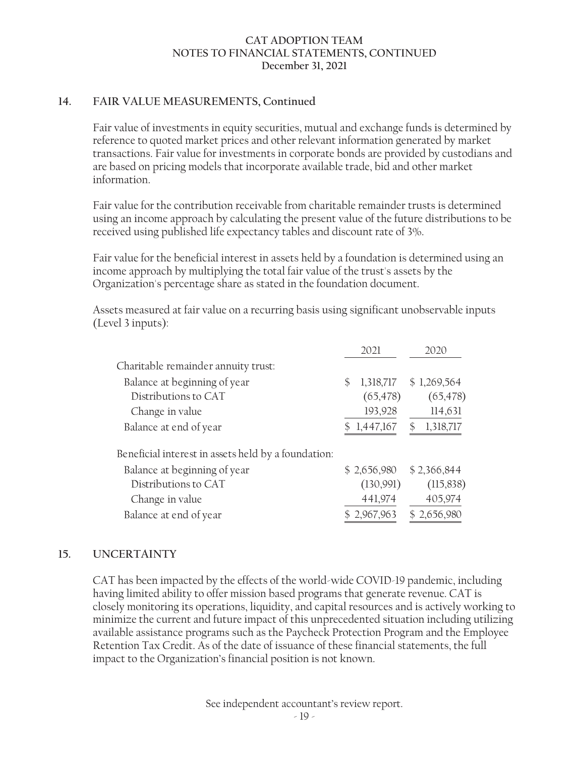## 14. FAIR VALUE MEASUREMENTS, Continued

Fair value of investments in equity securities, mutual and exchange funds is determined by reference to quoted market prices and other relevant information generated by market transactions. Fair value for investments in corporate bonds are provided by custodians and are based on pricing models that incorporate available trade, bid and other market information.

Fair value for the contribution receivable from charitable remainder trusts is determined using an income approach by calculating the present value of the future distributions to be received using published life expectancy tables and discount rate of 3%.

Fair value for the beneficial interest in assets held by a foundation is determined using an income approach by multiplying the total fair value of the trust's assets by the Organization's percentage share as stated in the foundation document.

Assets measured at fair value on a recurring basis using significant unobservable inputs (Level 3 inputs):

| | 2021 | 2020 |
|---|---|---|
| Charitable remainder annuity trust: | | |
| Balance at beginning of year | $ 1,318,717 | $ 1,269,564 |
| Distributions to CAT | (65,478) | (65,478) |
| Change in value | 193,928 | 114,631 |
| Balance at end of year | $ 1,447,167 | $ 1,318,717 |
| Beneficial interest in assets held by a foundation: | | |
| Balance at beginning of year | $ 2,656,980 | $ 2,366,844 |
| Distributions to CAT | (130,991) | (115,838) |
| Change in value | 441,974 | 405,974 |
| Balance at end of year | $ 2,967,963 | $ 2,656,980 |

## 15. UNCERTAINTY

CAT has been impacted by the effects of the world-wide COVID-19 pandemic, including having limited ability to offer mission based programs that generate revenue. CAT is closely monitoring its operations, liquidity, and capital resources and is actively working to minimize the current and future impact of this unprecedented situation including utilizing available assistance programs such as the Paycheck Protection Program and the Employee Retention Tax Credit. As of the date of issuance of these financial statements, the full impact to the Organization's financial position is not known.

See independent accountant's review report.